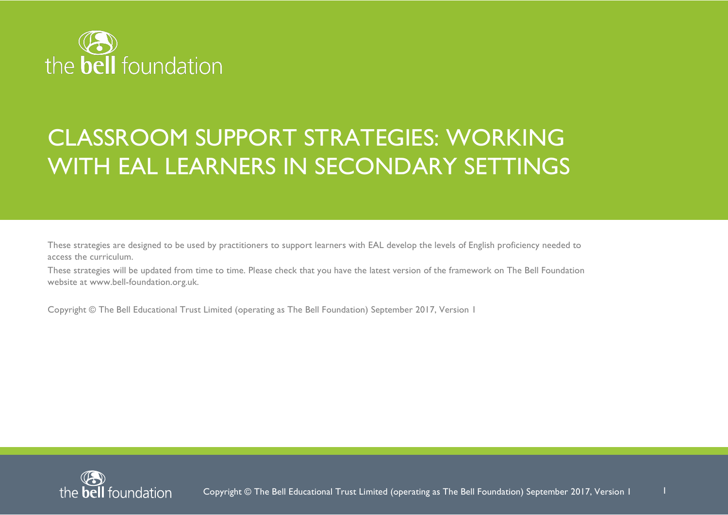the bell foundation

# CLASSROOM SUPPORT STRATEGIES: WORKING WITH EAL LEARNERS IN SECONDARY SETTINGS

These strategies are designed to be used by practitioners to support learners with EAL develop the levels of English proficiency needed to access the curriculum.

These strategies will be updated from time to time. Please check that you have the latest version of the framework on The Bell Foundation website at www.bell-foundation.org.uk.

Copyright © The Bell Educational Trust Limited (operating as The Bell Foundation) September 2017, Version 1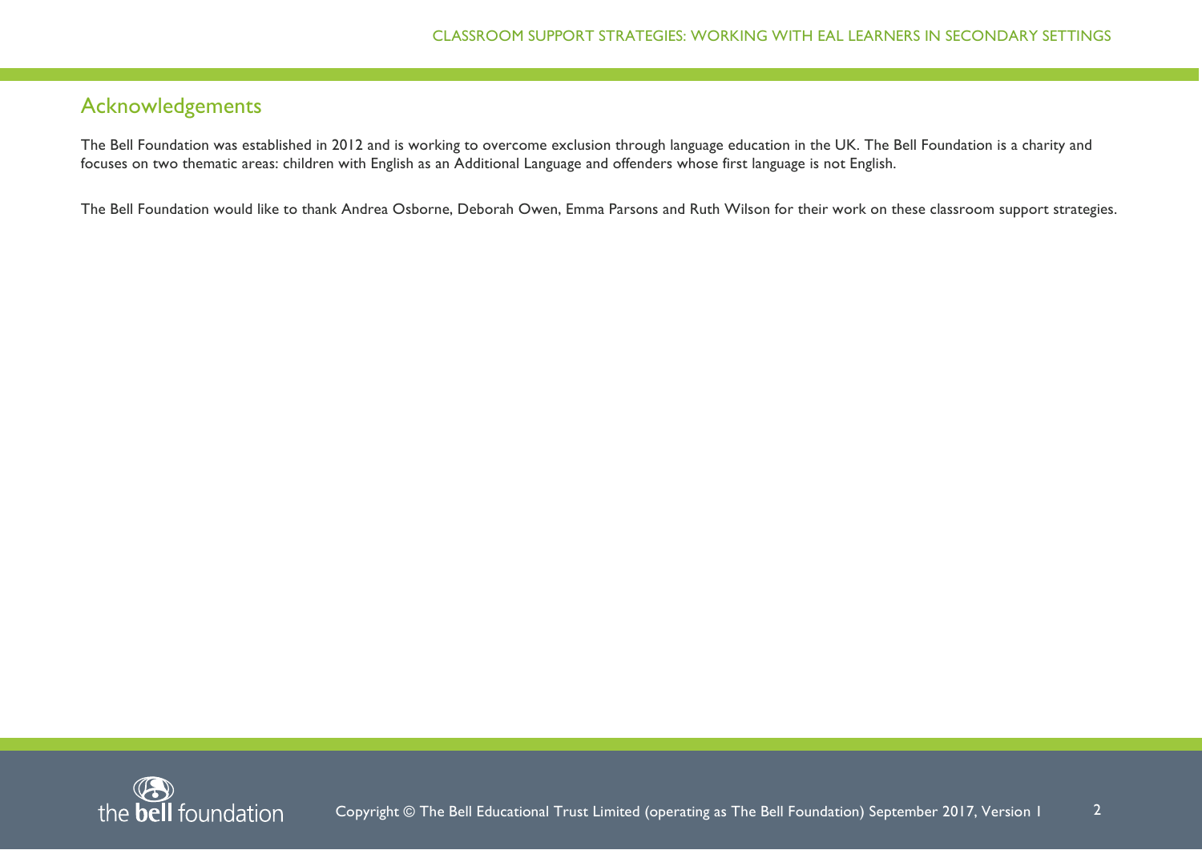## Acknowledgements

The Bell Foundation was established in 2012 and is working to overcome exclusion through language education in the UK. The Bell Foundation is a charity and focuses on two thematic areas: children with English as an Additional Language and offenders whose first language is not English.

The Bell Foundation would like to thank Andrea Osborne, Deborah Owen, Emma Parsons and Ruth Wilson for their work on these classroom support strategies.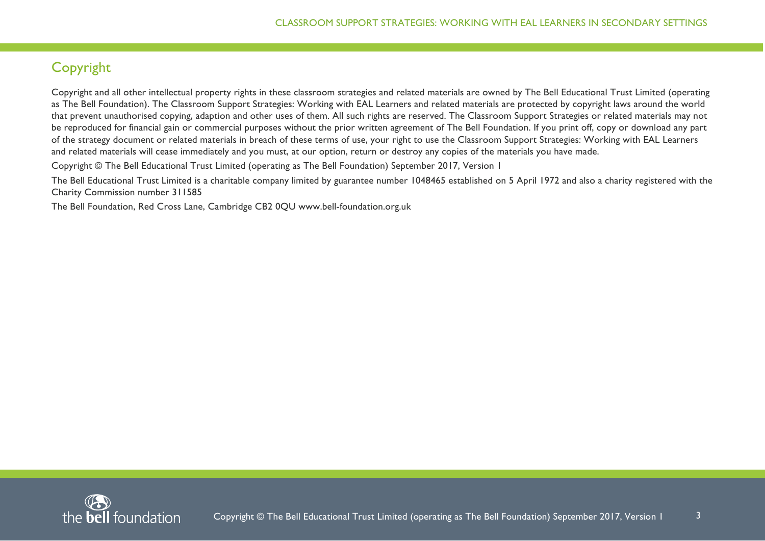## Copyright

Copyright and all other intellectual property rights in these classroom strategies and related materials are owned by The Bell Educational Trust Limited (operating as The Bell Foundation). The Classroom Support Strategies: Working with EAL Learners and related materials are protected by copyright laws around the world that prevent unauthorised copying, adaption and other uses of them. All such rights are reserved. The Classroom Support Strategies or related materials may not be reproduced for financial gain or commercial purposes without the prior written agreement of The Bell Foundation. If you print off, copy or download any part of the strategy document or related materials in breach of these terms of use, your right to use the Classroom Support Strategies: Working with EAL Learners and related materials will cease immediately and you must, at our option, return or destroy any copies of the materials you have made.

Copyright © The Bell Educational Trust Limited (operating as The Bell Foundation) September 2017, Version 1

The Bell Educational Trust Limited is a charitable company limited by guarantee number 1048465 established on 5 April 1972 and also a charity registered with the Charity Commission number 311585

The Bell Foundation, Red Cross Lane, Cambridge CB2 0QU www.bell-foundation.org.uk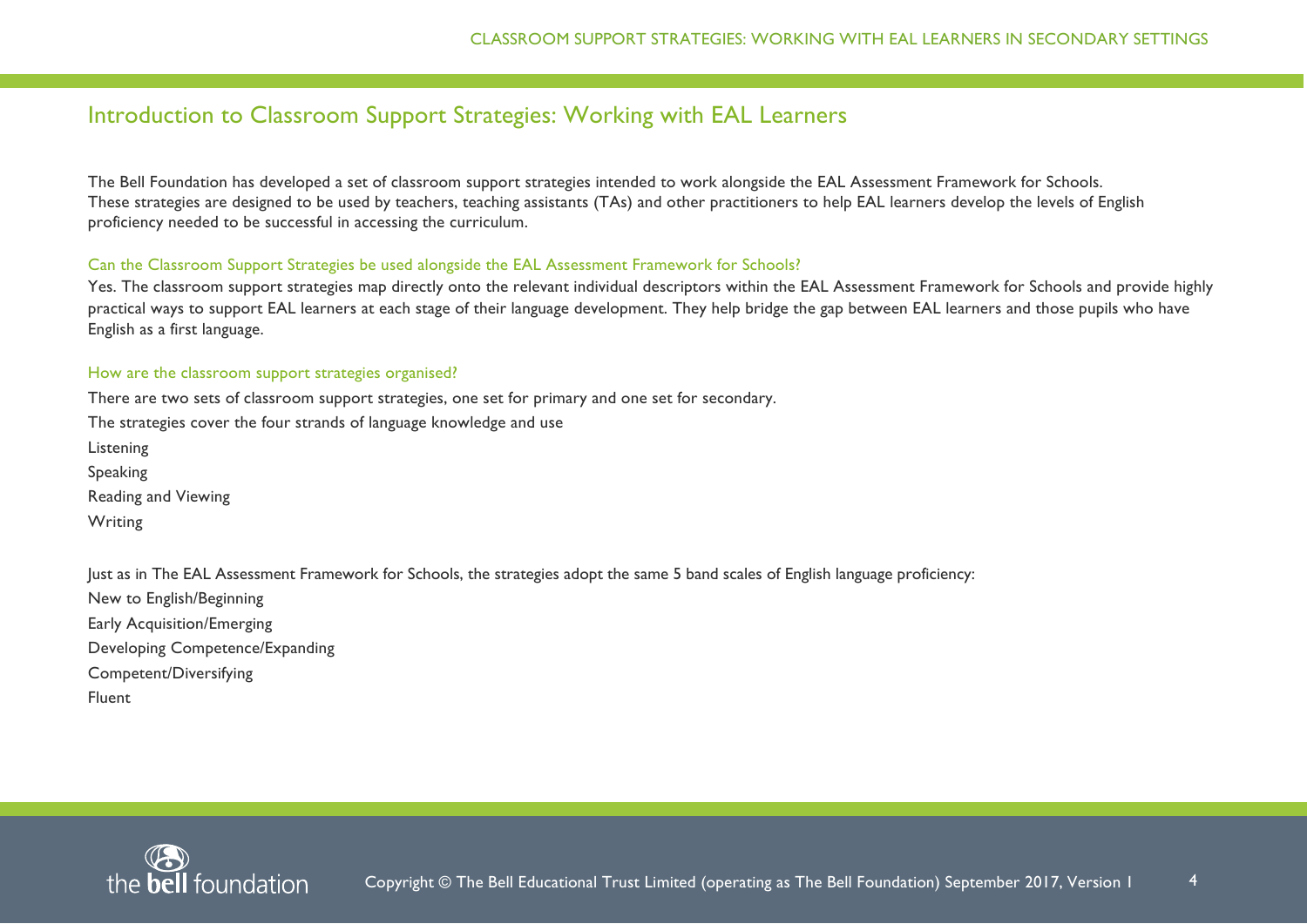## Introduction to Classroom Support Strategies: Working with EAL Learners

The Bell Foundation has developed a set of classroom support strategies intended to work alongside the EAL Assessment Framework for Schools. These strategies are designed to be used by teachers, teaching assistants (TAs) and other practitioners to help EAL learners develop the levels of English proficiency needed to be successful in accessing the curriculum.

### Can the Classroom Support Strategies be used alongside the EAL Assessment Framework for Schools?

Yes. The classroom support strategies map directly onto the relevant individual descriptors within the EAL Assessment Framework for Schools and provide highly practical ways to support EAL learners at each stage of their language development. They help bridge the gap between EAL learners and those pupils who have English as a first language.

### How are the classroom support strategies organised?

There are two sets of classroom support strategies, one set for primary and one set for secondary.

The strategies cover the four strands of language knowledge and use

Listening

Speaking

Reading and Viewing

Writing

Just as in The EAL Assessment Framework for Schools, the strategies adopt the same 5 band scales of English language proficiency:

New to English/Beginning

Early Acquisition/Emerging

Developing Competence/Expanding

Competent/Diversifying

Fluent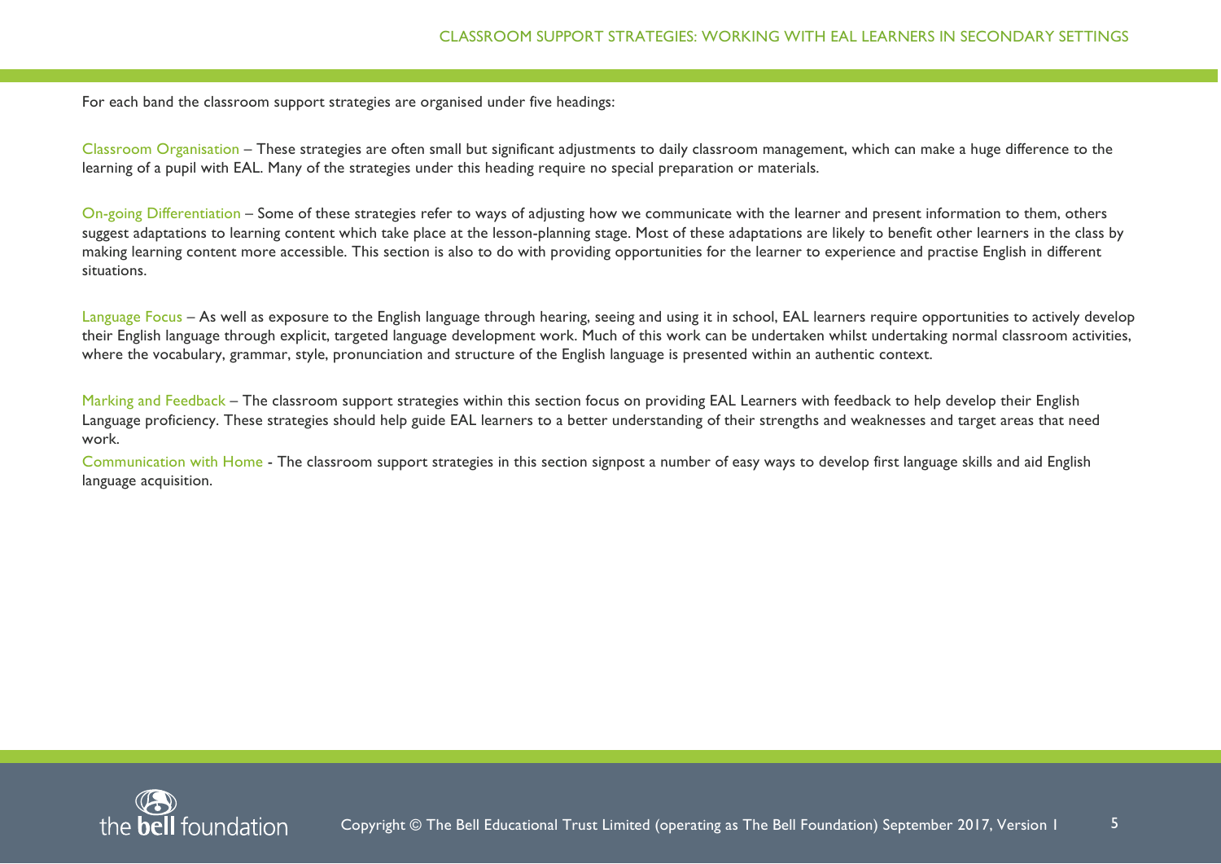For each band the classroom support strategies are organised under five headings:

Classroom Organisation – These strategies are often small but significant adjustments to daily classroom management, which can make a huge difference to the learning of a pupil with EAL. Many of the strategies under this heading require no special preparation or materials.

On-going Differentiation – Some of these strategies refer to ways of adjusting how we communicate with the learner and present information to them, others suggest adaptations to learning content which take place at the lesson-planning stage. Most of these adaptations are likely to benefit other learners in the class by making learning content more accessible. This section is also to do with providing opportunities for the learner to experience and practise English in different situations.

Language Focus – As well as exposure to the English language through hearing, seeing and using it in school, EAL learners require opportunities to actively develop their English language through explicit, targeted language development work. Much of this work can be undertaken whilst undertaking normal classroom activities, where the vocabulary, grammar, style, pronunciation and structure of the English language is presented within an authentic context.

Marking and Feedback – The classroom support strategies within this section focus on providing EAL Learners with feedback to help develop their English Language proficiency. These strategies should help guide EAL learners to a better understanding of their strengths and weaknesses and target areas that need work.

Communication with Home - The classroom support strategies in this section signpost a number of easy ways to develop first language skills and aid English language acquisition.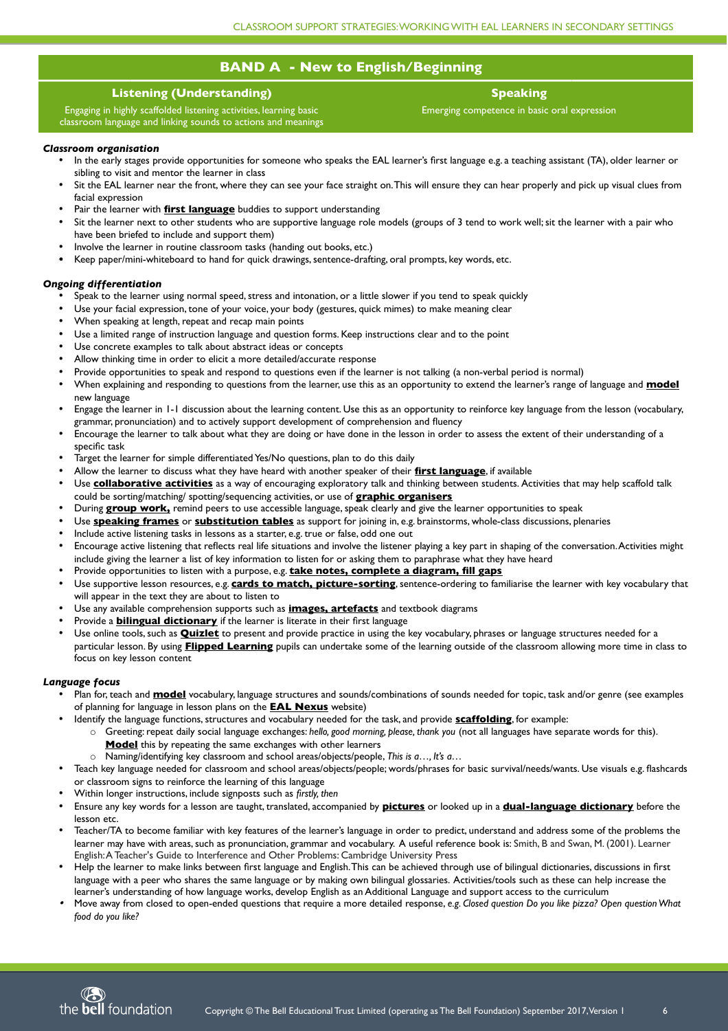## BAND A - New to English/Beginning

| Listening (Understanding) | Speaking |
|---|---|
| Engaging in highly scaffolded listening activities, learning basic classroom language and linking sounds to actions and meanings | Emerging competence in basic oral expression |

***Classroom organisation***

- In the early stages provide opportunities for someone who speaks the EAL learner's first language e.g. a teaching assistant (TA), older learner or sibling to visit and mentor the learner in class
- Sit the EAL learner near the front, where they can see your face straight on. This will ensure they can hear properly and pick up visual clues from facial expression
- Pair the learner with **first language** buddies to support understanding
- Sit the learner next to other students who are supportive language role models (groups of 3 tend to work well; sit the learner with a pair who have been briefed to include and support them)
- Involve the learner in routine classroom tasks (handing out books, etc.)
- Keep paper/mini-whiteboard to hand for quick drawings, sentence-drafting, oral prompts, key words, etc.

***Ongoing differentiation***

- Speak to the learner using normal speed, stress and intonation, or a little slower if you tend to speak quickly
- Use your facial expression, tone of your voice, your body (gestures, quick mimes) to make meaning clear
- When speaking at length, repeat and recap main points
- Use a limited range of instruction language and question forms. Keep instructions clear and to the point
- Use concrete examples to talk about abstract ideas or concepts
- Allow thinking time in order to elicit a more detailed/accurate response
- Provide opportunities to speak and respond to questions even if the learner is not talking (a non-verbal period is normal)
- When explaining and responding to questions from the learner, use this as an opportunity to extend the learner's range of language and **model** new language
- Engage the learner in 1-1 discussion about the learning content. Use this as an opportunity to reinforce key language from the lesson (vocabulary, grammar, pronunciation) and to actively support development of comprehension and fluency
- Encourage the learner to talk about what they are doing or have done in the lesson in order to assess the extent of their understanding of a specific task
- Target the learner for simple differentiated Yes/No questions, plan to do this daily
- Allow the learner to discuss what they have heard with another speaker of their **first language**, if available
- Use **collaborative activities** as a way of encouraging exploratory talk and thinking between students. Activities that may help scaffold talk could be sorting/matching/ spotting/sequencing activities, or use of **graphic organisers**
- During **group work,** remind peers to use accessible language, speak clearly and give the learner opportunities to speak
- Use **speaking frames** or **substitution tables** as support for joining in, e.g. brainstorms, whole-class discussions, plenaries
- Include active listening tasks in lessons as a starter, e.g. true or false, odd one out
- Encourage active listening that reflects real life situations and involve the listener playing a key part in shaping of the conversation. Activities might include giving the learner a list of key information to listen for or asking them to paraphrase what they have heard
- Provide opportunities to listen with a purpose, e.g. **take notes, complete a diagram, fill gaps**
- Use supportive lesson resources, e.g. **cards to match, picture-sorting**, sentence-ordering to familiarise the learner with key vocabulary that will appear in the text they are about to listen to
- Use any available comprehension supports such as **images, artefacts** and textbook diagrams
- Provide a **bilingual dictionary** if the learner is literate in their first language
- Use online tools, such as **Quizlet** to present and provide practice in using the key vocabulary, phrases or language structures needed for a particular lesson. By using **Flipped Learning** pupils can undertake some of the learning outside of the classroom allowing more time in class to focus on key lesson content

***Language focus***

- Plan for, teach and **model** vocabulary, language structures and sounds/combinations of sounds needed for topic, task and/or genre (see examples of planning for language in lesson plans on the **EAL Nexus** website)
- Identify the language functions, structures and vocabulary needed for the task, and provide **scaffolding**, for example:
    - Greeting: repeat daily social language exchanges: *hello, good morning, please, thank you* (not all languages have separate words for this). **Model** this by repeating the same exchanges with other learners
    - Naming/identifying key classroom and school areas/objects/people, *This is a…, It's a…*
- Teach key language needed for classroom and school areas/objects/people; words/phrases for basic survival/needs/wants. Use visuals e.g. flashcards or classroom signs to reinforce the learning of this language
- Within longer instructions, include signposts such as *firstly, then*
- Ensure any key words for a lesson are taught, translated, accompanied by **pictures** or looked up in a **dual-language dictionary** before the lesson etc.
- Teacher/TA to become familiar with key features of the learner's language in order to predict, understand and address some of the problems the learner may have with areas, such as pronunciation, grammar and vocabulary. A useful reference book is: Smith, B and Swan, M. (2001). Learner English: A Teacher's Guide to Interference and Other Problems: Cambridge University Press
- Help the learner to make links between first language and English. This can be achieved through use of bilingual dictionaries, discussions in first language with a peer who shares the same language or by making own bilingual glossaries. Activities/tools such as these can help increase the learner's understanding of how language works, develop English as an Additional Language and support access to the curriculum
- Move away from closed to open-ended questions that require a more detailed response, *e.g. Closed question Do you like pizza? Open question What food do you like?*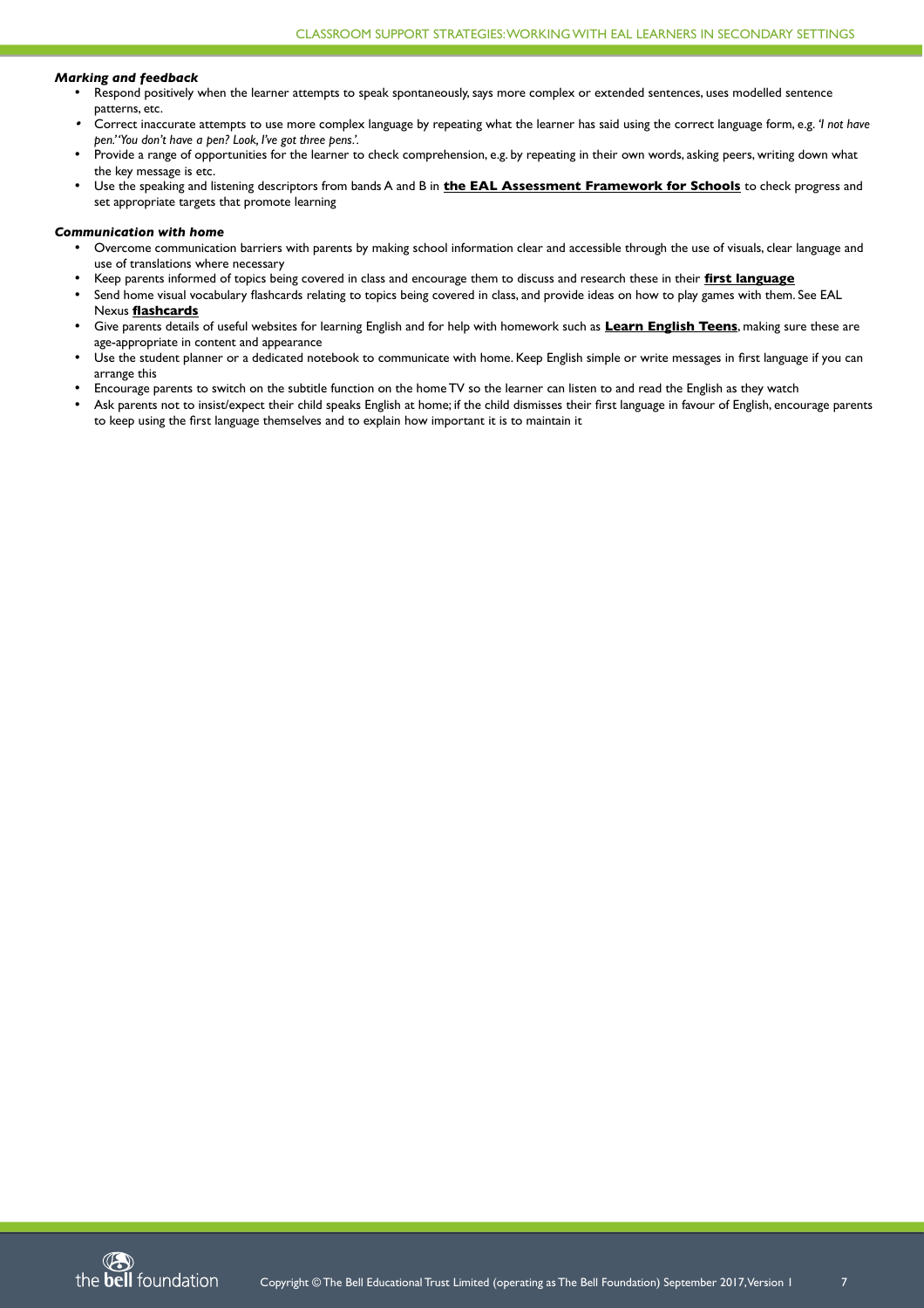***Marking and feedback***

- Respond positively when the learner attempts to speak spontaneously, says more complex or extended sentences, uses modelled sentence patterns, etc.
- Correct inaccurate attempts to use more complex language by repeating what the learner has said using the correct language form, e.g. *'I not have pen.' 'You don't have a pen? Look, I've got three pens.'*.
- Provide a range of opportunities for the learner to check comprehension, e.g. by repeating in their own words, asking peers, writing down what the key message is etc.
- Use the speaking and listening descriptors from bands A and B in **the EAL Assessment Framework for Schools** to check progress and set appropriate targets that promote learning

***Communication with home***

- Overcome communication barriers with parents by making school information clear and accessible through the use of visuals, clear language and use of translations where necessary
- Keep parents informed of topics being covered in class and encourage them to discuss and research these in their **first language**
- Send home visual vocabulary flashcards relating to topics being covered in class, and provide ideas on how to play games with them. See EAL Nexus **flashcards**
- Give parents details of useful websites for learning English and for help with homework such as **Learn English Teens**, making sure these are age-appropriate in content and appearance
- Use the student planner or a dedicated notebook to communicate with home. Keep English simple or write messages in first language if you can arrange this
- Encourage parents to switch on the subtitle function on the home TV so the learner can listen to and read the English as they watch
- Ask parents not to insist/expect their child speaks English at home; if the child dismisses their first language in favour of English, encourage parents to keep using the first language themselves and to explain how important it is to maintain it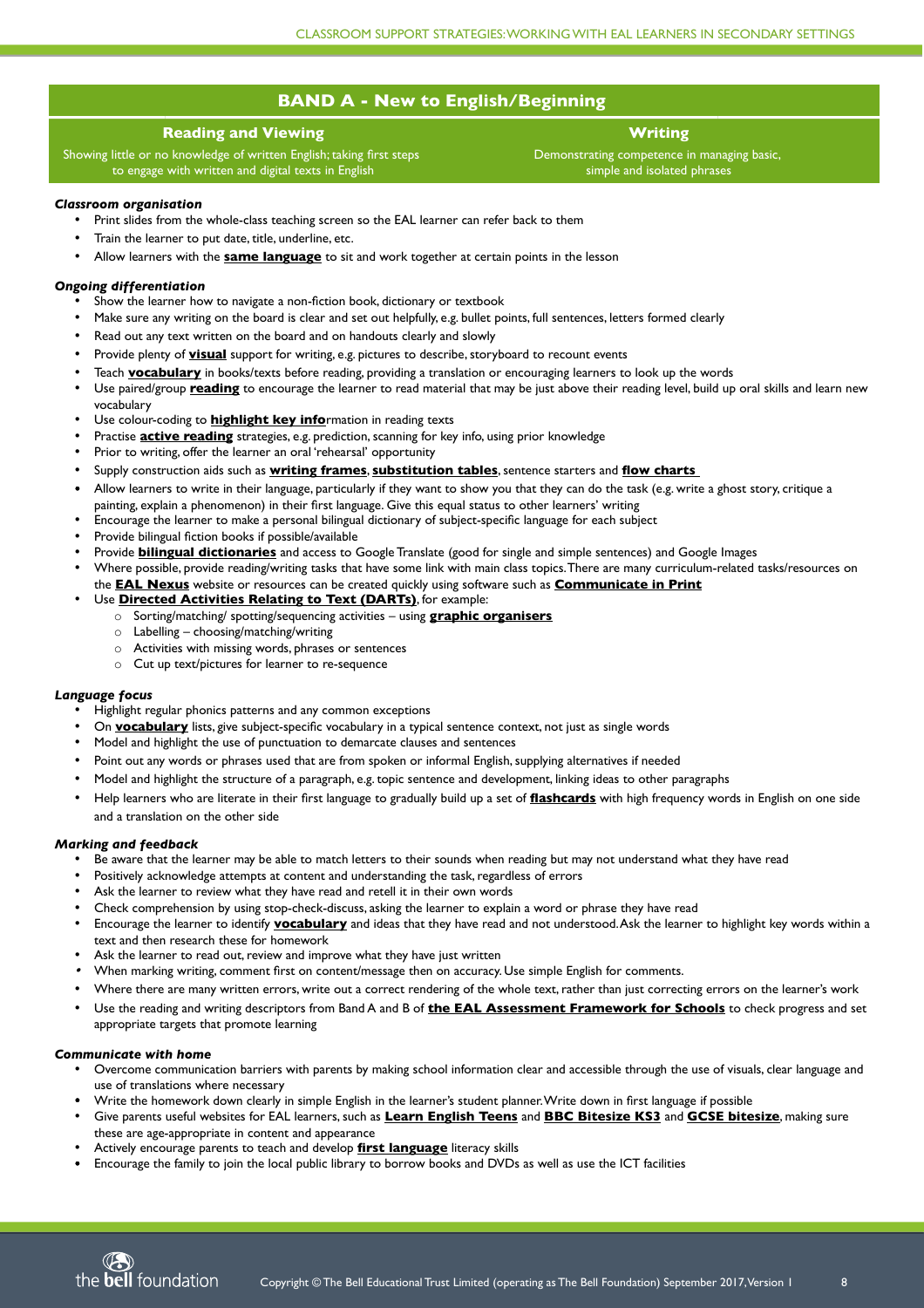## BAND A - New to English/Beginning

| Reading and Viewing | Writing |
| --- | --- |
| Showing little or no knowledge of written English; taking first steps to engage with written and digital texts in English | Demonstrating competence in managing basic, simple and isolated phrases |

***Classroom organisation***

- Print slides from the whole-class teaching screen so the EAL learner can refer back to them
- Train the learner to put date, title, underline, etc.
- Allow learners with the **same language** to sit and work together at certain points in the lesson

***Ongoing differentiation***

- Show the learner how to navigate a non-fiction book, dictionary or textbook
- Make sure any writing on the board is clear and set out helpfully, e.g. bullet points, full sentences, letters formed clearly
- Read out any text written on the board and on handouts clearly and slowly
- Provide plenty of **visual** support for writing, e.g. pictures to describe, storyboard to recount events
- Teach **vocabulary** in books/texts before reading, providing a translation or encouraging learners to look up the words
- Use paired/group **reading** to encourage the learner to read material that may be just above their reading level, build up oral skills and learn new vocabulary
- Use colour-coding to **highlight key info**rmation in reading texts
- Practise **active reading** strategies, e.g. prediction, scanning for key info, using prior knowledge
- Prior to writing, offer the learner an oral 'rehearsal' opportunity
- Supply construction aids such as **writing frames**, **substitution tables**, sentence starters and **flow charts**
- Allow learners to write in their language, particularly if they want to show you that they can do the task (e.g. write a ghost story, critique a painting, explain a phenomenon) in their first language. Give this equal status to other learners' writing
- Encourage the learner to make a personal bilingual dictionary of subject-specific language for each subject
- Provide bilingual fiction books if possible/available
- Provide **bilingual dictionaries** and access to Google Translate (good for single and simple sentences) and Google Images
- Where possible, provide reading/writing tasks that have some link with main class topics. There are many curriculum-related tasks/resources on the **EAL Nexus** website or resources can be created quickly using software such as **Communicate in Print**
- Use **Directed Activities Relating to Text (DARTs)**, for example:
  - Sorting/matching/ spotting/sequencing activities – using **graphic organisers**
  - Labelling – choosing/matching/writing
  - Activities with missing words, phrases or sentences
  - Cut up text/pictures for learner to re-sequence

***Language focus***

- Highlight regular phonics patterns and any common exceptions
- On **vocabulary** lists, give subject-specific vocabulary in a typical sentence context, not just as single words
- Model and highlight the use of punctuation to demarcate clauses and sentences
- Point out any words or phrases used that are from spoken or informal English, supplying alternatives if needed
- Model and highlight the structure of a paragraph, e.g. topic sentence and development, linking ideas to other paragraphs
- Help learners who are literate in their first language to gradually build up a set of **flashcards** with high frequency words in English on one side and a translation on the other side

***Marking and feedback***

- Be aware that the learner may be able to match letters to their sounds when reading but may not understand what they have read
- Positively acknowledge attempts at content and understanding the task, regardless of errors
- Ask the learner to review what they have read and retell it in their own words
- Check comprehension by using stop-check-discuss, asking the learner to explain a word or phrase they have read
- Encourage the learner to identify **vocabulary** and ideas that they have read and not understood. Ask the learner to highlight key words within a text and then research these for homework
- Ask the learner to read out, review and improve what they have just written
- When marking writing, comment first on content/message then on accuracy. Use simple English for comments.
- Where there are many written errors, write out a correct rendering of the whole text, rather than just correcting errors on the learner's work
- Use the reading and writing descriptors from Band A and B of **the EAL Assessment Framework for Schools** to check progress and set appropriate targets that promote learning

***Communicate with home***

- Overcome communication barriers with parents by making school information clear and accessible through the use of visuals, clear language and use of translations where necessary
- Write the homework down clearly in simple English in the learner's student planner. Write down in first language if possible
- Give parents useful websites for EAL learners, such as **Learn English Teens** and **BBC Bitesize KS3** and **GCSE bitesize**, making sure these are age-appropriate in content and appearance
- Actively encourage parents to teach and develop **first language** literacy skills
- Encourage the family to join the local public library to borrow books and DVDs as well as use the ICT facilities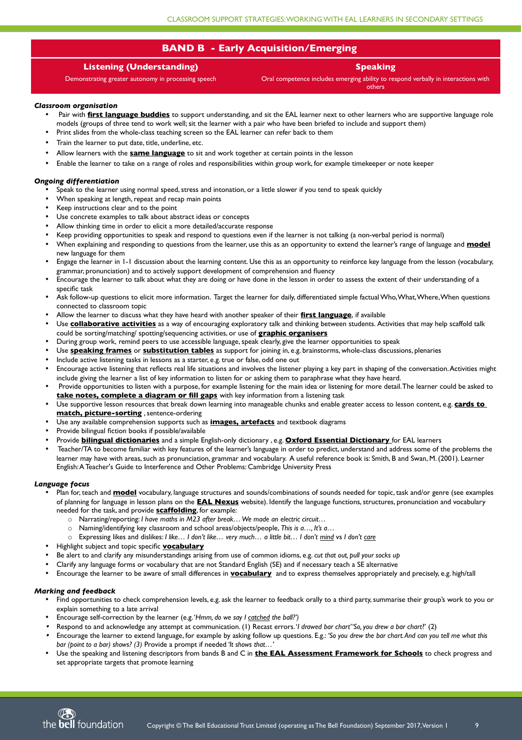## BAND B - Early Acquisition/Emerging

| **Listening (Understanding)** | **Speaking** |
| --- | --- |
| Demonstrating greater autonomy in processing speech | Oral competence includes emerging ability to respond verbally in interactions with others |

### *Classroom organisation*

- Pair with **first language buddies** to support understanding, and sit the EAL learner next to other learners who are supportive language role models (groups of three tend to work well; sit the learner with a pair who have been briefed to include and support them)
- Print slides from the whole-class teaching screen so the EAL learner can refer back to them
- Train the learner to put date, title, underline, etc.
- Allow learners with the **same language** to sit and work together at certain points in the lesson
- Enable the learner to take on a range of roles and responsibilities within group work, for example timekeeper or note keeper

### *Ongoing differentiation*

- Speak to the learner using normal speed, stress and intonation, or a little slower if you tend to speak quickly
- When speaking at length, repeat and recap main points
- Keep instructions clear and to the point
- Use concrete examples to talk about abstract ideas or concepts
- Allow thinking time in order to elicit a more detailed/accurate response
- Keep providing opportunities to speak and respond to questions even if the learner is not talking (a non-verbal period is normal)
- When explaining and responding to questions from the learner, use this as an opportunity to extend the learner's range of language and **model** new language for them
- Engage the learner in 1-1 discussion about the learning content. Use this as an opportunity to reinforce key language from the lesson (vocabulary, grammar, pronunciation) and to actively support development of comprehension and fluency
- Encourage the learner to talk about what they are doing or have done in the lesson in order to assess the extent of their understanding of a specific task
- Ask follow-up questions to elicit more information. Target the learner for daily, differentiated simple factual Who, What, Where, When questions connected to classroom topic
- Allow the learner to discuss what they have heard with another speaker of their **first language**, if available
- Use **collaborative activities** as a way of encouraging exploratory talk and thinking between students. Activities that may help scaffold talk could be sorting/matching/ spotting/sequencing activities, or use of **graphic organisers**
- During group work, remind peers to use accessible language, speak clearly, give the learner opportunities to speak
- Use **speaking frames** or **substitution tables** as support for joining in, e.g. brainstorms, whole-class discussions, plenaries
- Include active listening tasks in lessons as a starter, e.g. true or false, odd one out
- Encourage active listening that reflects real life situations and involves the listener playing a key part in shaping of the conversation. Activities might include giving the learner a list of key information to listen for or asking them to paraphrase what they have heard.
- Provide opportunities to listen with a purpose, for example listening for the main idea or listening for more detail. The learner could be asked to **take notes, complete a diagram or fill gaps** with key information from a listening task
- Use supportive lesson resources that break down learning into manageable chunks and enable greater access to lesson content, e.g. **cards to match, picture-sorting** , sentence-ordering
- Use any available comprehension supports such as **images, artefacts** and textbook diagrams
- Provide bilingual fiction books if possible/available
- Provide **bilingual dictionaries** and a simple English-only dictionary , e.g. **Oxford Essential Dictionary** for EAL learners
- Teacher/TA to become familiar with key features of the learner's language in order to predict, understand and address some of the problems the learner may have with areas, such as pronunciation, grammar and vocabulary. A useful reference book is: Smith, B and Swan, M. (2001). Learner English: A Teacher's Guide to Interference and Other Problems: Cambridge University Press

### *Language focus*

- Plan for, teach and **model** vocabulary, language structures and sounds/combinations of sounds needed for topic, task and/or genre (see examples of planning for language in lesson plans on the **EAL Nexus** website). Identify the language functions, structures, pronunciation and vocabulary needed for the task, and provide **scaffolding**, for example:
  - Narrating/reporting: *I have maths in M23 after break… We made an electric circuit…*
  - Naming/identifying key classroom and school areas/objects/people, *This is a…, It's a…*
  - Expressing likes and dislikes: *I like… I don't like… very much… a little bit… I don't mind vs I don't care*
- Highlight subject and topic specific **vocabulary**
- Be alert to and clarify any misunderstandings arising from use of common idioms, e.g. *cut that out, pull your socks up*
- Clarify any language forms or vocabulary that are not Standard English (SE) and if necessary teach a SE alternative
- Encourage the learner to be aware of small differences in **vocabulary** and to express themselves appropriately and precisely, e.g. high/tall

### *Marking and feedback*

- Find opportunities to check comprehension levels, e.g. ask the learner to feedback orally to a third party, summarise their group's work to you or explain something to a late arrival
- Encourage self-correction by the learner (e.g. *'Hmm, do we say I catched the ball?')*
- Respond to and acknowledge any attempt at communication. (1) Recast errors. *'I drawed bar chart' 'So, you drew a bar chart?'* (2)
- Encourage the learner to extend language, for example by asking follow up questions. E.g.: *'So you drew the bar chart. And can you tell me what this bar (point to a bar) shows? (3)* Provide a prompt if needed *'It shows that…'*
- Use the speaking and listening descriptors from bands B and C in **the EAL Assessment Framework for Schools** to check progress and set appropriate targets that promote learning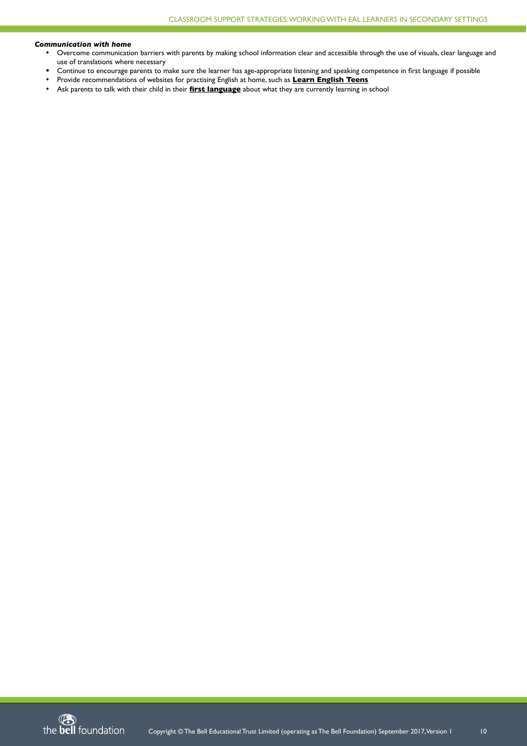***Communication with home***

- Overcome communication barriers with parents by making school information clear and accessible through the use of visuals, clear language and use of translations where necessary
- Continue to encourage parents to make sure the learner has age-appropriate listening and speaking competence in first language if possible
- Provide recommendations of websites for practising English at home, such as **Learn English Teens**
- Ask parents to talk with their child in their **first language** about what they are currently learning in school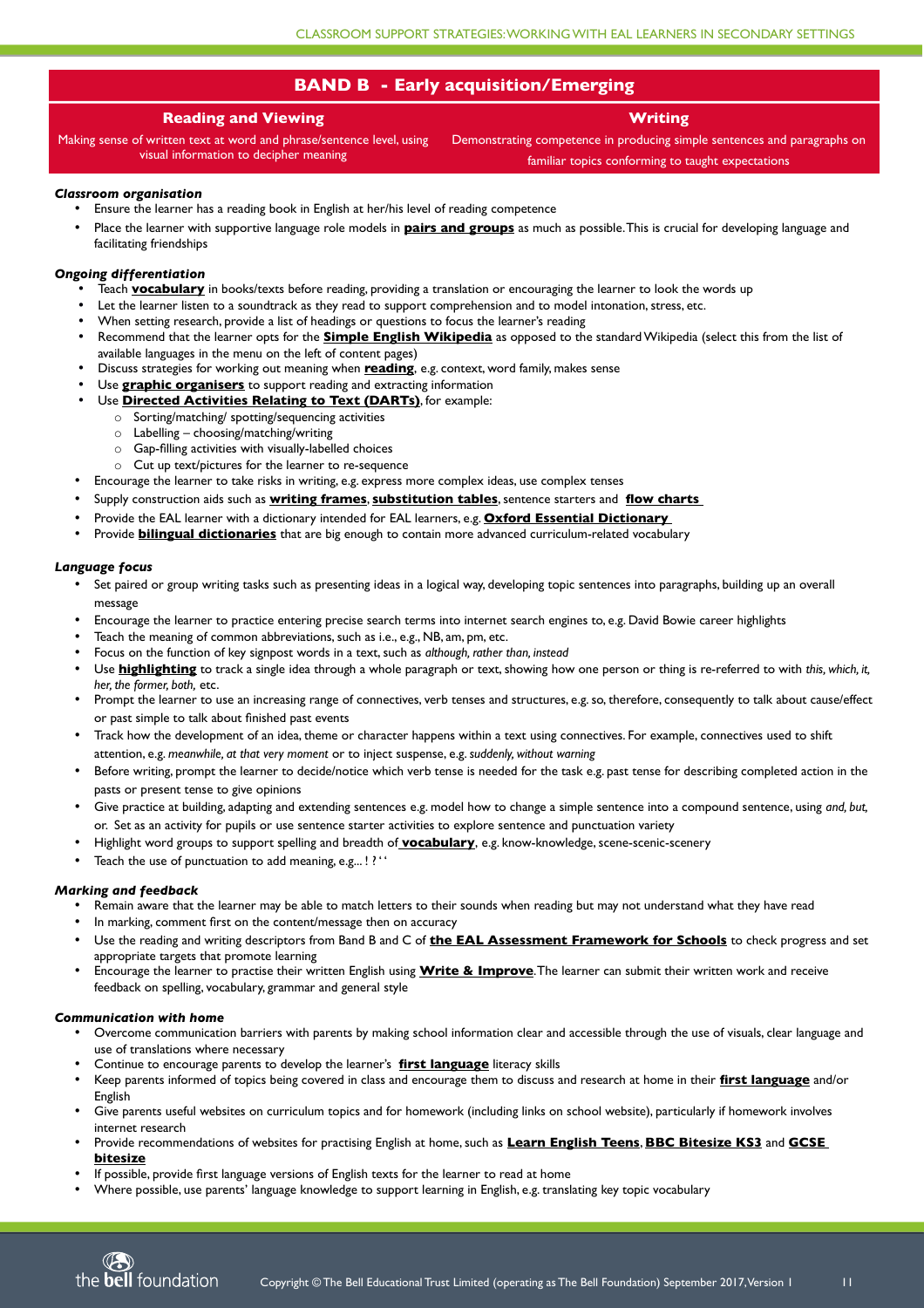## BAND B - Early acquisition/Emerging

| Reading and Viewing | Writing |
| --- | --- |
| Making sense of written text at word and phrase/sentence level, using visual information to decipher meaning | Demonstrating competence in producing simple sentences and paragraphs on familiar topics conforming to taught expectations |

### *Classroom organisation*

- Ensure the learner has a reading book in English at her/his level of reading competence
- Place the learner with supportive language role models in **pairs and groups** as much as possible. This is crucial for developing language and facilitating friendships

### *Ongoing differentiation*

- Teach **vocabulary** in books/texts before reading, providing a translation or encouraging the learner to look the words up
- Let the learner listen to a soundtrack as they read to support comprehension and to model intonation, stress, etc.
- When setting research, provide a list of headings or questions to focus the learner's reading
- Recommend that the learner opts for the **Simple English Wikipedia** as opposed to the standard Wikipedia (select this from the list of available languages in the menu on the left of content pages)
- Discuss strategies for working out meaning when **reading**, e.g. context, word family, makes sense
- Use **graphic organisers** to support reading and extracting information
- Use **Directed Activities Relating to Text (DARTs)**, for example:
  - Sorting/matching/ spotting/sequencing activities
  - Labelling – choosing/matching/writing
  - Gap-filling activities with visually-labelled choices
  - Cut up text/pictures for the learner to re-sequence
- Encourage the learner to take risks in writing, e.g. express more complex ideas, use complex tenses
- Supply construction aids such as **writing frames**, **substitution tables**, sentence starters and **flow charts**
- Provide the EAL learner with a dictionary intended for EAL learners, e.g. **Oxford Essential Dictionary**
- Provide **bilingual dictionaries** that are big enough to contain more advanced curriculum-related vocabulary

### *Language focus*

- Set paired or group writing tasks such as presenting ideas in a logical way, developing topic sentences into paragraphs, building up an overall message
- Encourage the learner to practice entering precise search terms into internet search engines to, e.g. David Bowie career highlights
- Teach the meaning of common abbreviations, such as i.e., e.g., NB, am, pm, etc.
- Focus on the function of key signpost words in a text, such as *although, rather than, instead*
- Use **highlighting** to track a single idea through a whole paragraph or text, showing how one person or thing is re-referred to with *this, which, it, her, the former, both,* etc.
- Prompt the learner to use an increasing range of connectives, verb tenses and structures, e.g. so, therefore, consequently to talk about cause/effect or past simple to talk about finished past events
- Track how the development of an idea, theme or character happens within a text using connectives. For example, connectives used to shift attention, e.g. *meanwhile, at that very moment* or to inject suspense, e.g. *suddenly, without warning*
- Before writing, prompt the learner to decide/notice which verb tense is needed for the task e.g. past tense for describing completed action in the pasts or present tense to give opinions
- Give practice at building, adapting and extending sentences e.g. model how to change a simple sentence into a compound sentence, using *and, but,* or. Set as an activity for pupils or use sentence starter activities to explore sentence and punctuation variety
- Highlight word groups to support spelling and breadth of **vocabulary**, e.g. know-knowledge, scene-scenic-scenery
- Teach the use of punctuation to add meaning, e.g... ! ? ' '

### *Marking and feedback*

- Remain aware that the learner may be able to match letters to their sounds when reading but may not understand what they have read
- In marking, comment first on the content/message then on accuracy
- Use the reading and writing descriptors from Band B and C of **the EAL Assessment Framework for Schools** to check progress and set appropriate targets that promote learning
- Encourage the learner to practise their written English using **Write & Improve**. The learner can submit their written work and receive feedback on spelling, vocabulary, grammar and general style

### *Communication with home*

- Overcome communication barriers with parents by making school information clear and accessible through the use of visuals, clear language and use of translations where necessary
- Continue to encourage parents to develop the learner's **first language** literacy skills
- Keep parents informed of topics being covered in class and encourage them to discuss and research at home in their **first language** and/or English
- Give parents useful websites on curriculum topics and for homework (including links on school website), particularly if homework involves internet research
- Provide recommendations of websites for practising English at home, such as **Learn English Teens**, **BBC Bitesize KS3** and **GCSE bitesize**
- If possible, provide first language versions of English texts for the learner to read at home
- Where possible, use parents' language knowledge to support learning in English, e.g. translating key topic vocabulary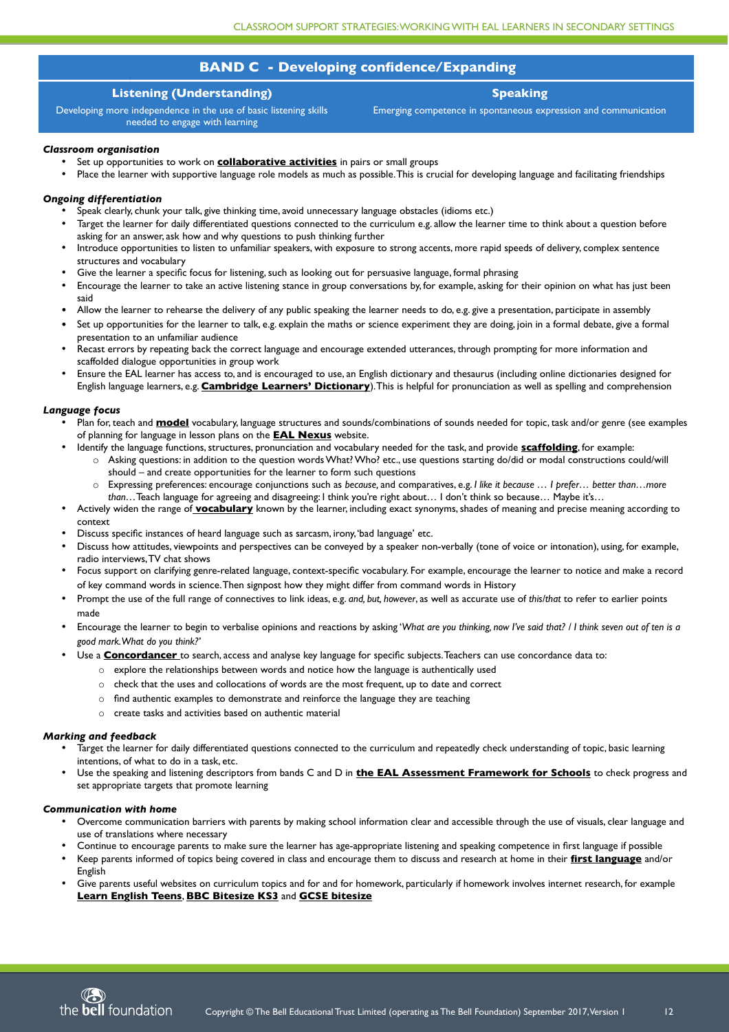## BAND C - Developing confidence/Expanding

| Listening (Understanding) | Speaking |
| --- | --- |
| Developing more independence in the use of basic listening skills needed to engage with learning | Emerging competence in spontaneous expression and communication |

***Classroom organisation***

- Set up opportunities to work on **collaborative activities** in pairs or small groups
- Place the learner with supportive language role models as much as possible. This is crucial for developing language and facilitating friendships

***Ongoing differentiation***

- Speak clearly, chunk your talk, give thinking time, avoid unnecessary language obstacles (idioms etc.)
- Target the learner for daily differentiated questions connected to the curriculum e.g. allow the learner time to think about a question before asking for an answer, ask how and why questions to push thinking further
- Introduce opportunities to listen to unfamiliar speakers, with exposure to strong accents, more rapid speeds of delivery, complex sentence structures and vocabulary
- Give the learner a specific focus for listening, such as looking out for persuasive language, formal phrasing
- Encourage the learner to take an active listening stance in group conversations by, for example, asking for their opinion on what has just been said
- Allow the learner to rehearse the delivery of any public speaking the learner needs to do, e.g. give a presentation, participate in assembly
- Set up opportunities for the learner to talk, e.g. explain the maths or science experiment they are doing, join in a formal debate, give a formal presentation to an unfamiliar audience
- Recast errors by repeating back the correct language and encourage extended utterances, through prompting for more information and scaffolded dialogue opportunities in group work
- Ensure the EAL learner has access to, and is encouraged to use, an English dictionary and thesaurus (including online dictionaries designed for English language learners, e.g. **Cambridge Learners' Dictionary**). This is helpful for pronunciation as well as spelling and comprehension

***Language focus***

- Plan for, teach and **model** vocabulary, language structures and sounds/combinations of sounds needed for topic, task and/or genre (see examples of planning for language in lesson plans on the **EAL Nexus** website.
- Identify the language functions, structures, pronunciation and vocabulary needed for the task, and provide **scaffolding**, for example:
  - Asking questions: in addition to the question words What? Who? etc., use questions starting do/did or modal constructions could/will should – and create opportunities for the learner to form such questions
  - Expressing preferences: encourage conjunctions such as *because,* and comparatives, e.g. *I like it because … I prefer… better than…more than…* Teach language for agreeing and disagreeing: I think you're right about… I don't think so because… Maybe it's…
- Actively widen the range of **vocabulary** known by the learner, including exact synonyms, shades of meaning and precise meaning according to context
- Discuss specific instances of heard language such as sarcasm, irony, 'bad language' etc.
- Discuss how attitudes, viewpoints and perspectives can be conveyed by a speaker non-verbally (tone of voice or intonation), using, for example, radio interviews, TV chat shows
- Focus support on clarifying genre-related language, context-specific vocabulary. For example, encourage the learner to notice and make a record of key command words in science. Then signpost how they might differ from command words in History
- Prompt the use of the full range of connectives to link ideas, e.g. *and, but, however*, as well as accurate use of *this/that* to refer to earlier points made
- Encourage the learner to begin to verbalise opinions and reactions by asking '*What are you thinking, now I've said that? / I think seven out of ten is a good mark. What do you think?'*
- Use a **Concordancer** to search, access and analyse key language for specific subjects. Teachers can use concordance data to:
  - explore the relationships between words and notice how the language is authentically used
  - check that the uses and collocations of words are the most frequent, up to date and correct
  - find authentic examples to demonstrate and reinforce the language they are teaching
  - create tasks and activities based on authentic material

***Marking and feedback***

- Target the learner for daily differentiated questions connected to the curriculum and repeatedly check understanding of topic, basic learning intentions, of what to do in a task, etc.
- Use the speaking and listening descriptors from bands C and D in **the EAL Assessment Framework for Schools** to check progress and set appropriate targets that promote learning

***Communication with home***

- Overcome communication barriers with parents by making school information clear and accessible through the use of visuals, clear language and use of translations where necessary
- Continue to encourage parents to make sure the learner has age-appropriate listening and speaking competence in first language if possible
- Keep parents informed of topics being covered in class and encourage them to discuss and research at home in their **first language** and/or English
- Give parents useful websites on curriculum topics and for and for homework, particularly if homework involves internet research, for example **Learn English Teens**, **BBC Bitesize KS3** and **GCSE bitesize**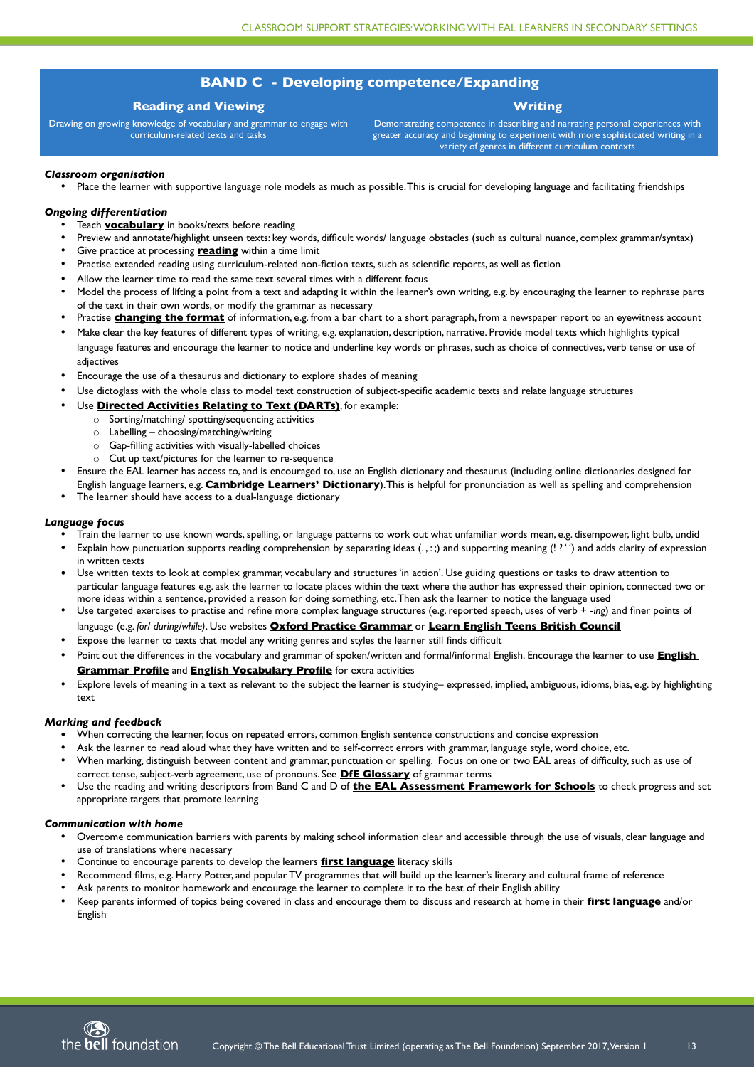## BAND C - Developing competence/Expanding

**Reading and Viewing**

Drawing on growing knowledge of vocabulary and grammar to engage with curriculum-related texts and tasks

**Writing**

Demonstrating competence in describing and narrating personal experiences with greater accuracy and beginning to experiment with more sophisticated writing in a variety of genres in different curriculum contexts

***Classroom organisation***

- Place the learner with supportive language role models as much as possible. This is crucial for developing language and facilitating friendships

***Ongoing differentiation***

- Teach **vocabulary** in books/texts before reading
- Preview and annotate/highlight unseen texts: key words, difficult words/ language obstacles (such as cultural nuance, complex grammar/syntax)
- Give practice at processing **reading** within a time limit
- Practise extended reading using curriculum-related non-fiction texts, such as scientific reports, as well as fiction
- Allow the learner time to read the same text several times with a different focus
- Model the process of lifting a point from a text and adapting it within the learner's own writing, e.g. by encouraging the learner to rephrase parts of the text in their own words, or modify the grammar as necessary
- Practise **changing the format** of information, e.g. from a bar chart to a short paragraph, from a newspaper report to an eyewitness account
- Make clear the key features of different types of writing, e.g. explanation, description, narrative. Provide model texts which highlights typical language features and encourage the learner to notice and underline key words or phrases, such as choice of connectives, verb tense or use of adjectives
- Encourage the use of a thesaurus and dictionary to explore shades of meaning
- Use dictoglass with the whole class to model text construction of subject-specific academic texts and relate language structures
- Use **Directed Activities Relating to Text (DARTs)**, for example:
  - Sorting/matching/ spotting/sequencing activities
  - Labelling – choosing/matching/writing
  - Gap-filling activities with visually-labelled choices
  - Cut up text/pictures for the learner to re-sequence
- Ensure the EAL learner has access to, and is encouraged to, use an English dictionary and thesaurus (including online dictionaries designed for English language learners, e.g. **Cambridge Learners' Dictionary**). This is helpful for pronunciation as well as spelling and comprehension
- The learner should have access to a dual-language dictionary

***Language focus***

- Train the learner to use known words, spelling, or language patterns to work out what unfamiliar words mean, e.g. disempower, light bulb, undid
- Explain how punctuation supports reading comprehension by separating ideas (. , : ;) and supporting meaning (! ? ' ') and adds clarity of expression in written texts
- Use written texts to look at complex grammar, vocabulary and structures 'in action'. Use guiding questions or tasks to draw attention to particular language features e.g. ask the learner to locate places within the text where the author has expressed their opinion, connected two or more ideas within a sentence, provided a reason for doing something, etc. Then ask the learner to notice the language used
- Use targeted exercises to practise and refine more complex language structures (e.g. reported speech, uses of verb + *-ing*) and finer points of language (e.g. *for/ during/while)*. Use websites **Oxford Practice Grammar** or **Learn English Teens British Council**
- Expose the learner to texts that model any writing genres and styles the learner still finds difficult
- Point out the differences in the vocabulary and grammar of spoken/written and formal/informal English. Encourage the learner to use **English Grammar Profile** and **English Vocabulary Profile** for extra activities
- Explore levels of meaning in a text as relevant to the subject the learner is studying– expressed, implied, ambiguous, idioms, bias, e.g. by highlighting text

***Marking and feedback***

- When correcting the learner, focus on repeated errors, common English sentence constructions and concise expression
- Ask the learner to read aloud what they have written and to self-correct errors with grammar, language style, word choice, etc.
- When marking, distinguish between content and grammar, punctuation or spelling. Focus on one or two EAL areas of difficulty, such as use of correct tense, subject-verb agreement, use of pronouns. See **DfE Glossary** of grammar terms
- Use the reading and writing descriptors from Band C and D of **the EAL Assessment Framework for Schools** to check progress and set appropriate targets that promote learning

***Communication with home***

- Overcome communication barriers with parents by making school information clear and accessible through the use of visuals, clear language and use of translations where necessary
- Continue to encourage parents to develop the learners **first language** literacy skills
- Recommend films, e.g. Harry Potter, and popular TV programmes that will build up the learner's literary and cultural frame of reference
- Ask parents to monitor homework and encourage the learner to complete it to the best of their English ability
- Keep parents informed of topics being covered in class and encourage them to discuss and research at home in their **first language** and/or English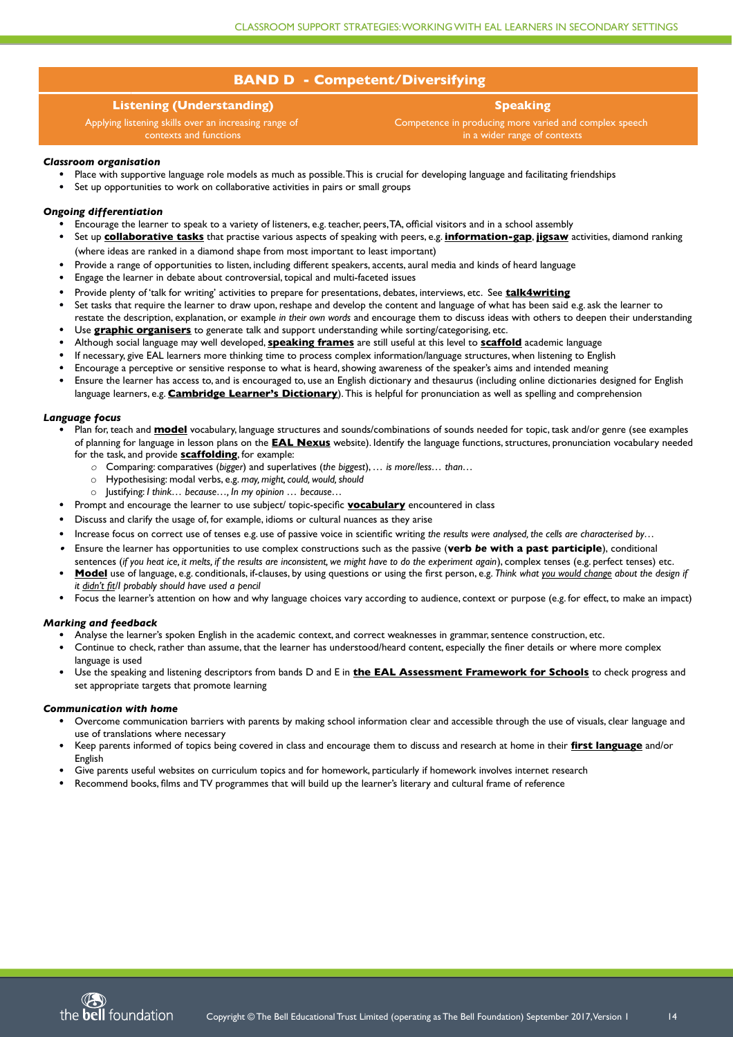## BAND D - Competent/Diversifying

| Listening (Understanding) | Speaking |
| --- | --- |
| Applying listening skills over an increasing range of contexts and functions | Competence in producing more varied and complex speech in a wider range of contexts |

***Classroom organisation***

- Place with supportive language role models as much as possible. This is crucial for developing language and facilitating friendships
- Set up opportunities to work on collaborative activities in pairs or small groups

***Ongoing differentiation***

- Encourage the learner to speak to a variety of listeners, e.g. teacher, peers, TA, official visitors and in a school assembly
- Set up **collaborative tasks** that practise various aspects of speaking with peers, e.g. **information-gap**, **jigsaw** activities, diamond ranking (where ideas are ranked in a diamond shape from most important to least important)
- Provide a range of opportunities to listen, including different speakers, accents, aural media and kinds of heard language
- Engage the learner in debate about controversial, topical and multi-faceted issues
- Provide plenty of 'talk for writing' activities to prepare for presentations, debates, interviews, etc. See **talk4writing**
- Set tasks that require the learner to draw upon, reshape and develop the content and language of what has been said e.g. ask the learner to restate the description, explanation, or example *in their own words* and encourage them to discuss ideas with others to deepen their understanding
- Use **graphic organisers** to generate talk and support understanding while sorting/categorising, etc.
- Although social language may well developed, **speaking frames** are still useful at this level to **scaffold** academic language
- If necessary, give EAL learners more thinking time to process complex information/language structures, when listening to English
- Encourage a perceptive or sensitive response to what is heard, showing awareness of the speaker's aims and intended meaning
- Ensure the learner has access to, and is encouraged to, use an English dictionary and thesaurus (including online dictionaries designed for English language learners, e.g. **Cambridge Learner's Dictionary**). This is helpful for pronunciation as well as spelling and comprehension

***Language focus***

- Plan for, teach and **model** vocabulary, language structures and sounds/combinations of sounds needed for topic, task and/or genre (see examples of planning for language in lesson plans on the **EAL Nexus** website). Identify the language functions, structures, pronunciation vocabulary needed for the task, and provide **scaffolding**, for example:
  - Comparing: comparatives (*bigger*) and superlatives (*the biggest*), *… is more/less… than…*
  - Hypothesising: modal verbs, e.g. *may, might, could, would, should*
  - Justifying: *I think… because…, In my opinion … because…*
- Prompt and encourage the learner to use subject/ topic-specific **vocabulary** encountered in class
- Discuss and clarify the usage of, for example, idioms or cultural nuances as they arise
- Increase focus on correct use of tenses e.g. use of passive voice in scientific writing *the results were analysed, the cells are characterised by…*
- Ensure the learner has opportunities to use complex constructions such as the passive (**verb *be* with a past participle**), conditional sentences (*if you heat ice, it melts, if the results are inconsistent, we might have to do the experiment again*), complex tenses (e.g. perfect tenses) etc.
- **Model** use of language, e.g. conditionals, if-clauses, by using questions or using the first person, e.g. *Think what <u>you would change</u> about the design if it <u>didn't fit</u>/I probably should have used a pencil*
- Focus the learner's attention on how and why language choices vary according to audience, context or purpose (e.g. for effect, to make an impact)

***Marking and feedback***

- Analyse the learner's spoken English in the academic context, and correct weaknesses in grammar, sentence construction, etc.
- Continue to check, rather than assume, that the learner has understood/heard content, especially the finer details or where more complex language is used
- Use the speaking and listening descriptors from bands D and E in **the EAL Assessment Framework for Schools** to check progress and set appropriate targets that promote learning

***Communication with home***

- Overcome communication barriers with parents by making school information clear and accessible through the use of visuals, clear language and use of translations where necessary
- Keep parents informed of topics being covered in class and encourage them to discuss and research at home in their **first language** and/or English
- Give parents useful websites on curriculum topics and for homework, particularly if homework involves internet research
- Recommend books, films and TV programmes that will build up the learner's literary and cultural frame of reference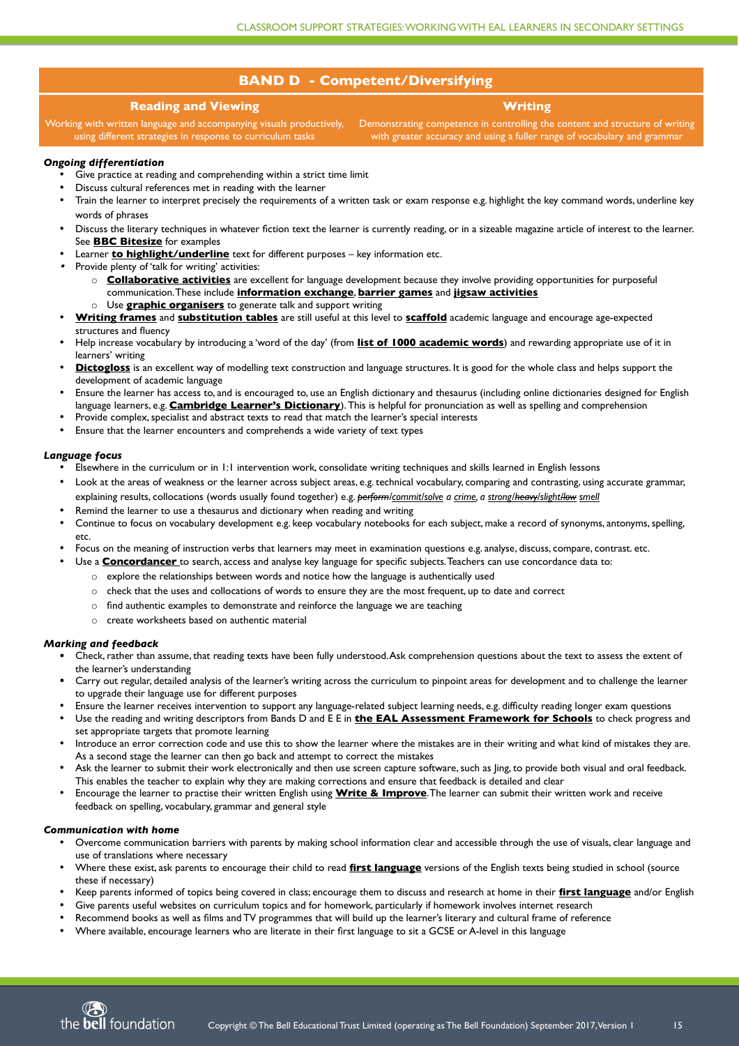## BAND D - Competent/Diversifying

| Reading and Viewing | Writing |
| --- | --- |
| Working with written language and accompanying visuals productively, using different strategies in response to curriculum tasks | Demonstrating competence in controlling the content and structure of writing with greater accuracy and using a fuller range of vocabulary and grammar |

### *Ongoing differentiation*

- Give practice at reading and comprehending within a strict time limit
- Discuss cultural references met in reading with the learner
- Train the learner to interpret precisely the requirements of a written task or exam response e.g. highlight the key command words, underline key words of phrases
- Discuss the literary techniques in whatever fiction text the learner is currently reading, or in a sizeable magazine article of interest to the learner. See **BBC Bitesize** for examples
- Learner **to highlight/underline** text for different purposes – key information etc.
- Provide plenty of 'talk for writing' activities:
  - **Collaborative activities** are excellent for language development because they involve providing opportunities for purposeful communication. These include **information exchange**, **barrier games** and **jigsaw activities**
  - Use **graphic organisers** to generate talk and support writing
- **Writing frames** and **substitution tables** are still useful at this level to **scaffold** academic language and encourage age-expected structures and fluency
- Help increase vocabulary by introducing a 'word of the day' (from **list of 1000 academic words**) and rewarding appropriate use of it in learners' writing
- **Dictogloss** is an excellent way of modelling text construction and language structures. It is good for the whole class and helps support the development of academic language
- Ensure the learner has access to, and is encouraged to, use an English dictionary and thesaurus (including online dictionaries designed for English language learners, e.g. **Cambridge Learner's Dictionary**). This is helpful for pronunciation as well as spelling and comprehension
- Provide complex, specialist and abstract texts to read that match the learner's special interests
- Ensure that the learner encounters and comprehends a wide variety of text types

### *Language focus*

- Elsewhere in the curriculum or in 1:1 intervention work, consolidate writing techniques and skills learned in English lessons
- Look at the areas of weakness or the learner across subject areas, e.g. technical vocabulary, comparing and contrasting, using accurate grammar, explaining results, collocations (words usually found together) e.g. *~~perform~~/commit/solve a crime, a strong/~~heavy~~/slight/~~low~~ smell*
- Remind the learner to use a thesaurus and dictionary when reading and writing
- Continue to focus on vocabulary development e.g. keep vocabulary notebooks for each subject, make a record of synonyms, antonyms, spelling, etc.
- Focus on the meaning of instruction verbs that learners may meet in examination questions e.g. analyse, discuss, compare, contrast. etc.
- Use a **Concordancer** to search, access and analyse key language for specific subjects. Teachers can use concordance data to:
  - explore the relationships between words and notice how the language is authentically used
  - check that the uses and collocations of words to ensure they are the most frequent, up to date and correct
  - find authentic examples to demonstrate and reinforce the language we are teaching
  - create worksheets based on authentic material

### *Marking and feedback*

- Check, rather than assume, that reading texts have been fully understood. Ask comprehension questions about the text to assess the extent of the learner's understanding
- Carry out regular, detailed analysis of the learner's writing across the curriculum to pinpoint areas for development and to challenge the learner to upgrade their language use for different purposes
- Ensure the learner receives intervention to support any language-related subject learning needs, e.g. difficulty reading longer exam questions
- Use the reading and writing descriptors from Bands D and E in **the EAL Assessment Framework for Schools** to check progress and set appropriate targets that promote learning
- Introduce an error correction code and use this to show the learner where the mistakes are in their writing and what kind of mistakes they are. As a second stage the learner can then go back and attempt to correct the mistakes
- Ask the learner to submit their work electronically and then use screen capture software, such as Jing, to provide both visual and oral feedback. This enables the teacher to explain why they are making corrections and ensure that feedback is detailed and clear
- Encourage the learner to practise their written English using **Write & Improve**. The learner can submit their written work and receive feedback on spelling, vocabulary, grammar and general style

### *Communication with home*

- Overcome communication barriers with parents by making school information clear and accessible through the use of visuals, clear language and use of translations where necessary
- Where these exist, ask parents to encourage their child to read **first language** versions of the English texts being studied in school (source these if necessary)
- Keep parents informed of topics being covered in class; encourage them to discuss and research at home in their **first language** and/or English
- Give parents useful websites on curriculum topics and for homework, particularly if homework involves internet research
- Recommend books as well as films and TV programmes that will build up the learner's literary and cultural frame of reference
- Where available, encourage learners who are literate in their first language to sit a GCSE or A-level in this language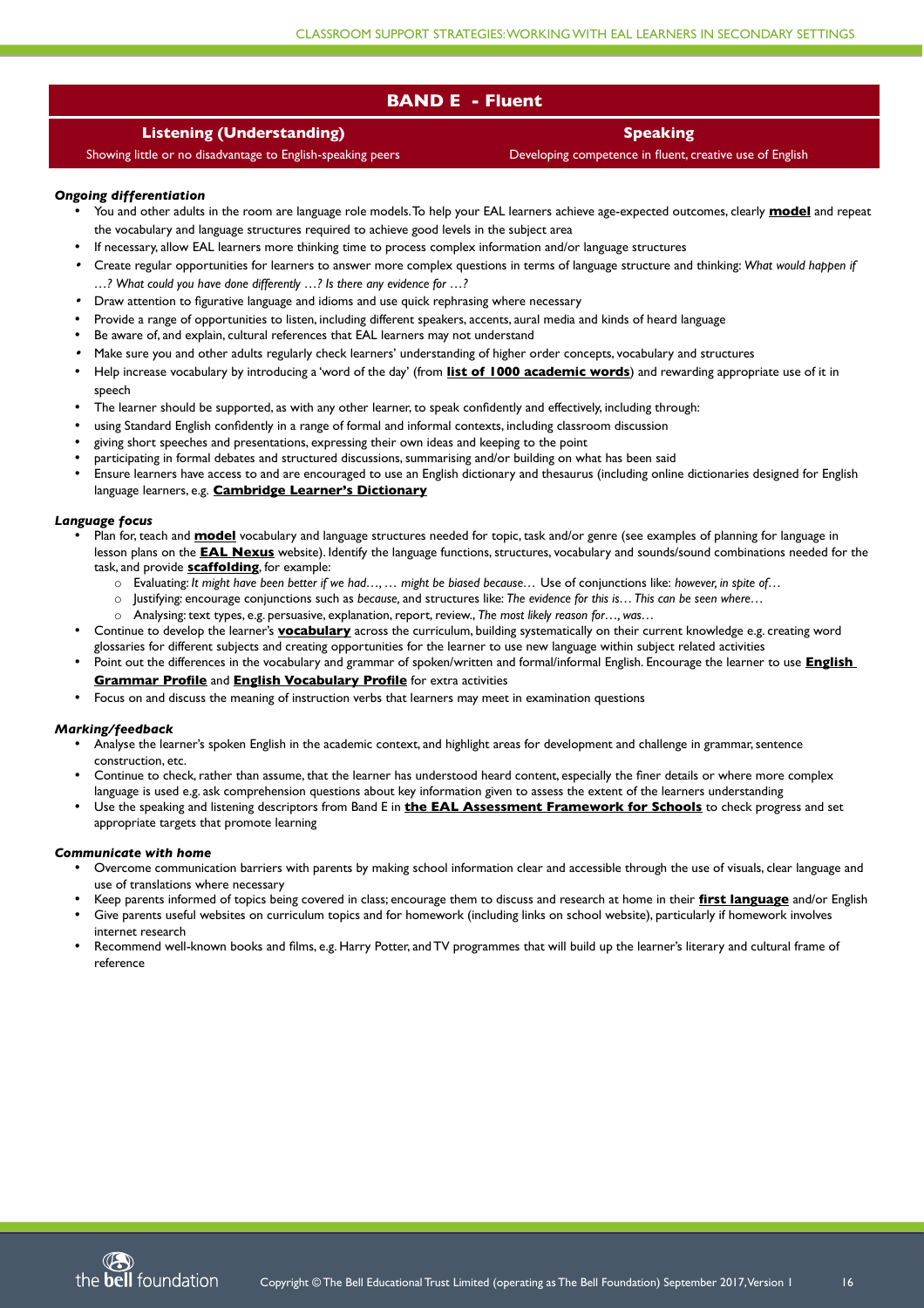# BAND E - Fluent

| Listening (Understanding) | Speaking |
| --- | --- |
| Showing little or no disadvantage to English-speaking peers | Developing competence in fluent, creative use of English |

### *Ongoing differentiation*

- You and other adults in the room are language role models. To help your EAL learners achieve age-expected outcomes, clearly **model** and repeat the vocabulary and language structures required to achieve good levels in the subject area
- If necessary, allow EAL learners more thinking time to process complex information and/or language structures
- Create regular opportunities for learners to answer more complex questions in terms of language structure and thinking: *What would happen if …? What could you have done differently …? Is there any evidence for …?*
- Draw attention to figurative language and idioms and use quick rephrasing where necessary
- Provide a range of opportunities to listen, including different speakers, accents, aural media and kinds of heard language
- Be aware of, and explain, cultural references that EAL learners may not understand
- Make sure you and other adults regularly check learners' understanding of higher order concepts, vocabulary and structures
- Help increase vocabulary by introducing a 'word of the day' (from **list of 1000 academic words**) and rewarding appropriate use of it in speech
- The learner should be supported, as with any other learner, to speak confidently and effectively, including through:
- using Standard English confidently in a range of formal and informal contexts, including classroom discussion
- giving short speeches and presentations, expressing their own ideas and keeping to the point
- participating in formal debates and structured discussions, summarising and/or building on what has been said
- Ensure learners have access to and are encouraged to use an English dictionary and thesaurus (including online dictionaries designed for English language learners, e.g. **Cambridge Learner's Dictionary**

### *Language focus*

- Plan for, teach and **model** vocabulary and language structures needed for topic, task and/or genre (see examples of planning for language in lesson plans on the **EAL Nexus** website). Identify the language functions, structures, vocabulary and sounds/sound combinations needed for the task, and provide **scaffolding**, for example:
    - Evaluating: *It might have been better if we had…, … might be biased because…* Use of conjunctions like: *however, in spite of…*
    - Justifying: encourage conjunctions such as *because,* and structures like: *The evidence for this is… This can be seen where…*
    - Analysing: text types, e.g. persuasive, explanation, report, review., *The most likely reason for…, was…*
- Continue to develop the learner's **vocabulary** across the curriculum, building systematically on their current knowledge e.g. creating word glossaries for different subjects and creating opportunities for the learner to use new language within subject related activities
- Point out the differences in the vocabulary and grammar of spoken/written and formal/informal English. Encourage the learner to use **English Grammar Profile** and **English Vocabulary Profile** for extra activities
- Focus on and discuss the meaning of instruction verbs that learners may meet in examination questions

### *Marking/feedback*

- Analyse the learner's spoken English in the academic context, and highlight areas for development and challenge in grammar, sentence construction, etc.
- Continue to check, rather than assume, that the learner has understood heard content, especially the finer details or where more complex language is used e.g. ask comprehension questions about key information given to assess the extent of the learners understanding
- Use the speaking and listening descriptors from Band E in **the EAL Assessment Framework for Schools** to check progress and set appropriate targets that promote learning

### *Communicate with home*

- Overcome communication barriers with parents by making school information clear and accessible through the use of visuals, clear language and use of translations where necessary
- Keep parents informed of topics being covered in class; encourage them to discuss and research at home in their **first language** and/or English
- Give parents useful websites on curriculum topics and for homework (including links on school website), particularly if homework involves internet research
- Recommend well-known books and films, e.g. Harry Potter, and TV programmes that will build up the learner's literary and cultural frame of reference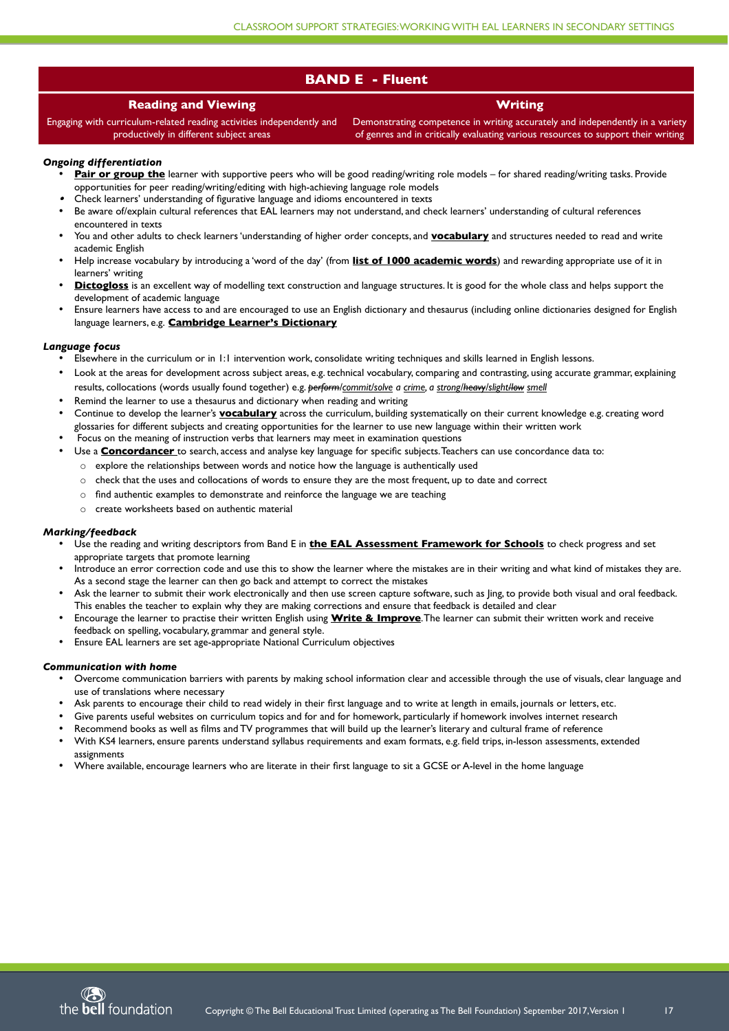## BAND E - Fluent

| Reading and Viewing | Writing |
| --- | --- |
| Engaging with curriculum-related reading activities independently and productively in different subject areas | Demonstrating competence in writing accurately and independently in a variety of genres and in critically evaluating various resources to support their writing |

***Ongoing differentiation***

- **Pair or group the** learner with supportive peers who will be good reading/writing role models – for shared reading/writing tasks. Provide opportunities for peer reading/writing/editing with high-achieving language role models
- Check learners' understanding of figurative language and idioms encountered in texts
- Be aware of/explain cultural references that EAL learners may not understand, and check learners' understanding of cultural references encountered in texts
- You and other adults to check learners 'understanding of higher order concepts, and **vocabulary** and structures needed to read and write academic English
- Help increase vocabulary by introducing a 'word of the day' (from **list of 1000 academic words**) and rewarding appropriate use of it in learners' writing
- **Dictogloss** is an excellent way of modelling text construction and language structures. It is good for the whole class and helps support the development of academic language
- Ensure learners have access to and are encouraged to use an English dictionary and thesaurus (including online dictionaries designed for English language learners, e.g. **Cambridge Learner's Dictionary**

***Language focus***

- Elsewhere in the curriculum or in 1:1 intervention work, consolidate writing techniques and skills learned in English lessons.
- Look at the areas for development across subject areas, e.g. technical vocabulary, comparing and contrasting, using accurate grammar, explaining results, collocations (words usually found together) e.g. ~~*perform*~~*/commit/solve a crime, a strong/*~~*heavy*~~*/slight/*~~*low*~~ *smell*
- Remind the learner to use a thesaurus and dictionary when reading and writing
- Continue to develop the learner's **vocabulary** across the curriculum, building systematically on their current knowledge e.g. creating word glossaries for different subjects and creating opportunities for the learner to use new language within their written work
- Focus on the meaning of instruction verbs that learners may meet in examination questions
- Use a **Concordancer** to search, access and analyse key language for specific subjects. Teachers can use concordance data to:
  - explore the relationships between words and notice how the language is authentically used
  - check that the uses and collocations of words to ensure they are the most frequent, up to date and correct
  - find authentic examples to demonstrate and reinforce the language we are teaching
  - create worksheets based on authentic material

***Marking/feedback***

- Use the reading and writing descriptors from Band E in **the EAL Assessment Framework for Schools** to check progress and set appropriate targets that promote learning
- Introduce an error correction code and use this to show the learner where the mistakes are in their writing and what kind of mistakes they are. As a second stage the learner can then go back and attempt to correct the mistakes
- Ask the learner to submit their work electronically and then use screen capture software, such as Jing, to provide both visual and oral feedback. This enables the teacher to explain why they are making corrections and ensure that feedback is detailed and clear
- Encourage the learner to practise their written English using **Write & Improve**. The learner can submit their written work and receive feedback on spelling, vocabulary, grammar and general style.
- Ensure EAL learners are set age-appropriate National Curriculum objectives

***Communication with home***

- Overcome communication barriers with parents by making school information clear and accessible through the use of visuals, clear language and use of translations where necessary
- Ask parents to encourage their child to read widely in their first language and to write at length in emails, journals or letters, etc.
- Give parents useful websites on curriculum topics and for and for homework, particularly if homework involves internet research
- Recommend books as well as films and TV programmes that will build up the learner's literary and cultural frame of reference
- With KS4 learners, ensure parents understand syllabus requirements and exam formats, e.g. field trips, in-lesson assessments, extended assignments
- Where available, encourage learners who are literate in their first language to sit a GCSE or A-level in the home language